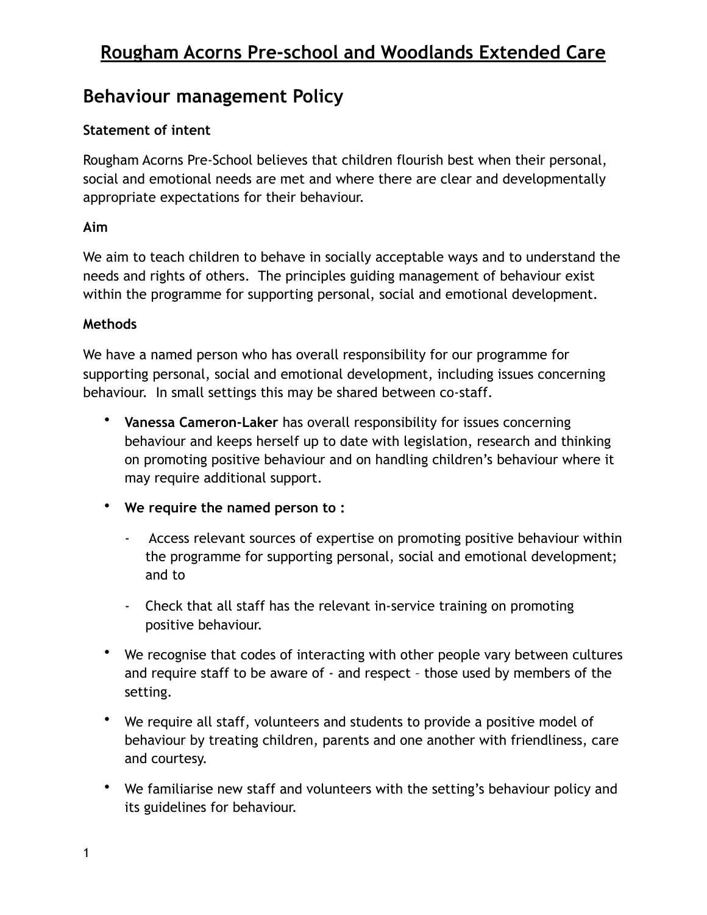# Rougham Acorns Pre-school and Woodlands Extended Care

## Behaviour management Policy

**Statement of intent**

Rougham Acorns Pre-School believes that children flourish best when their personal, social and emotional needs are met and where there are clear and developmentally appropriate expectations for their behaviour.

**Aim**

We aim to teach children to behave in socially acceptable ways and to understand the needs and rights of others. The principles guiding management of behaviour exist within the programme for supporting personal, social and emotional development.

**Methods**

We have a named person who has overall responsibility for our programme for supporting personal, social and emotional development, including issues concerning behaviour. In small settings this may be shared between co-staff.

- **Vanessa Cameron-Laker** has overall responsibility for issues concerning behaviour and keeps herself up to date with legislation, research and thinking on promoting positive behaviour and on handling children's behaviour where it may require additional support.
- **We require the named person to :**
  - Access relevant sources of expertise on promoting positive behaviour within the programme for supporting personal, social and emotional development; and to
  - Check that all staff has the relevant in-service training on promoting positive behaviour.
- We recognise that codes of interacting with other people vary between cultures and require staff to be aware of - and respect – those used by members of the setting.
- We require all staff, volunteers and students to provide a positive model of behaviour by treating children, parents and one another with friendliness, care and courtesy.
- We familiarise new staff and volunteers with the setting's behaviour policy and its guidelines for behaviour.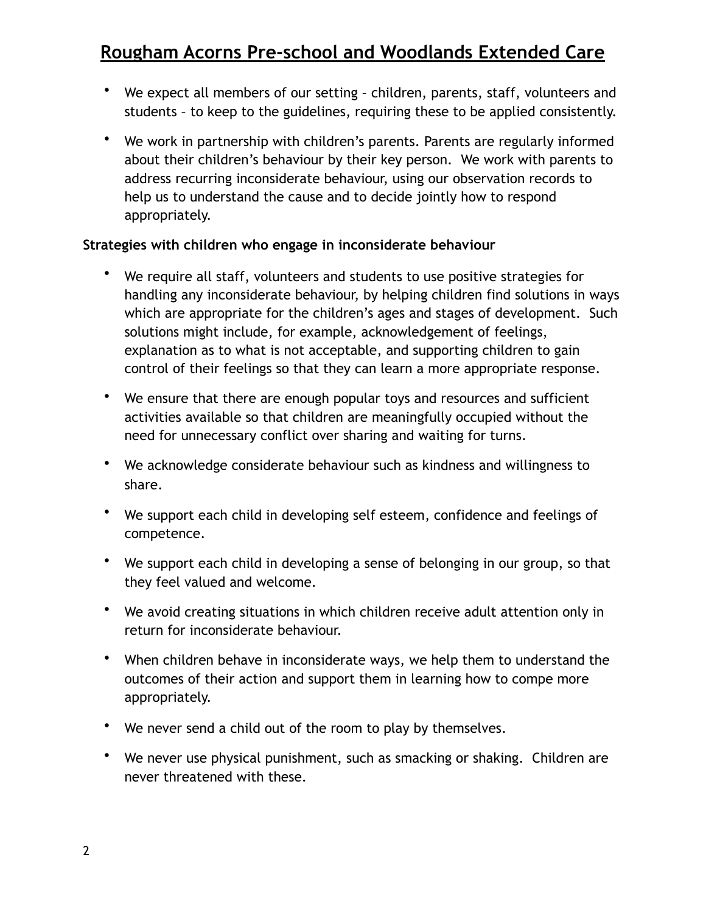- We expect all members of our setting – children, parents, staff, volunteers and students – to keep to the guidelines, requiring these to be applied consistently.
- We work in partnership with children's parents. Parents are regularly informed about their children's behaviour by their key person. We work with parents to address recurring inconsiderate behaviour, using our observation records to help us to understand the cause and to decide jointly how to respond appropriately.

**Strategies with children who engage in inconsiderate behaviour**

- We require all staff, volunteers and students to use positive strategies for handling any inconsiderate behaviour, by helping children find solutions in ways which are appropriate for the children's ages and stages of development. Such solutions might include, for example, acknowledgement of feelings, explanation as to what is not acceptable, and supporting children to gain control of their feelings so that they can learn a more appropriate response.
- We ensure that there are enough popular toys and resources and sufficient activities available so that children are meaningfully occupied without the need for unnecessary conflict over sharing and waiting for turns.
- We acknowledge considerate behaviour such as kindness and willingness to share.
- We support each child in developing self esteem, confidence and feelings of competence.
- We support each child in developing a sense of belonging in our group, so that they feel valued and welcome.
- We avoid creating situations in which children receive adult attention only in return for inconsiderate behaviour.
- When children behave in inconsiderate ways, we help them to understand the outcomes of their action and support them in learning how to compe more appropriately.
- We never send a child out of the room to play by themselves.
- We never use physical punishment, such as smacking or shaking. Children are never threatened with these.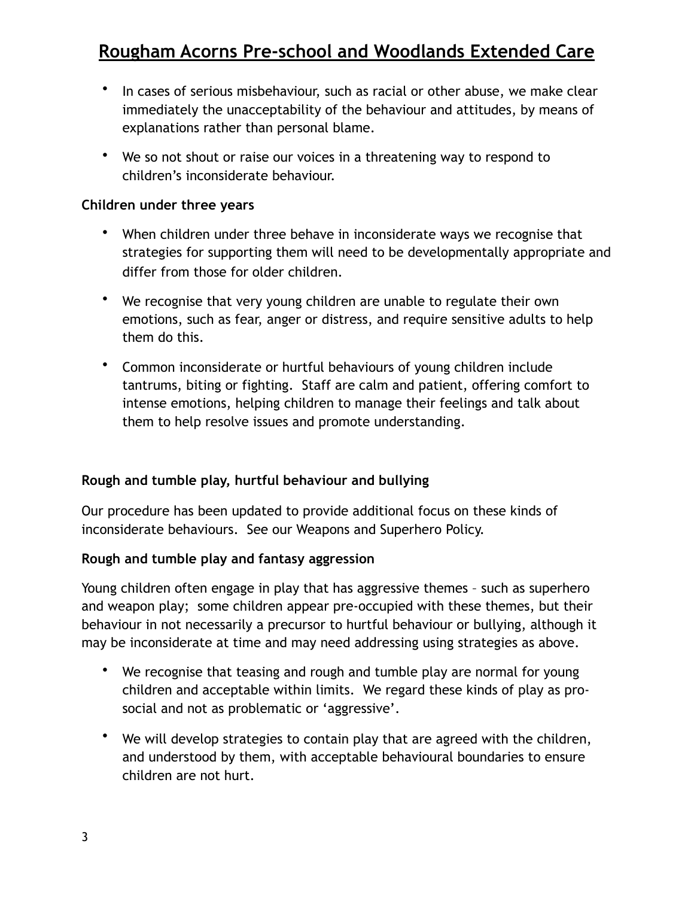- In cases of serious misbehaviour, such as racial or other abuse, we make clear immediately the unacceptability of the behaviour and attitudes, by means of explanations rather than personal blame.
- We so not shout or raise our voices in a threatening way to respond to children's inconsiderate behaviour.

**Children under three years**

- When children under three behave in inconsiderate ways we recognise that strategies for supporting them will need to be developmentally appropriate and differ from those for older children.
- We recognise that very young children are unable to regulate their own emotions, such as fear, anger or distress, and require sensitive adults to help them do this.
- Common inconsiderate or hurtful behaviours of young children include tantrums, biting or fighting. Staff are calm and patient, offering comfort to intense emotions, helping children to manage their feelings and talk about them to help resolve issues and promote understanding.

**Rough and tumble play, hurtful behaviour and bullying**

Our procedure has been updated to provide additional focus on these kinds of inconsiderate behaviours. See our Weapons and Superhero Policy.

**Rough and tumble play and fantasy aggression**

Young children often engage in play that has aggressive themes – such as superhero and weapon play; some children appear pre-occupied with these themes, but their behaviour in not necessarily a precursor to hurtful behaviour or bullying, although it may be inconsiderate at time and may need addressing using strategies as above.

- We recognise that teasing and rough and tumble play are normal for young children and acceptable within limits. We regard these kinds of play as pro-social and not as problematic or 'aggressive'.
- We will develop strategies to contain play that are agreed with the children, and understood by them, with acceptable behavioural boundaries to ensure children are not hurt.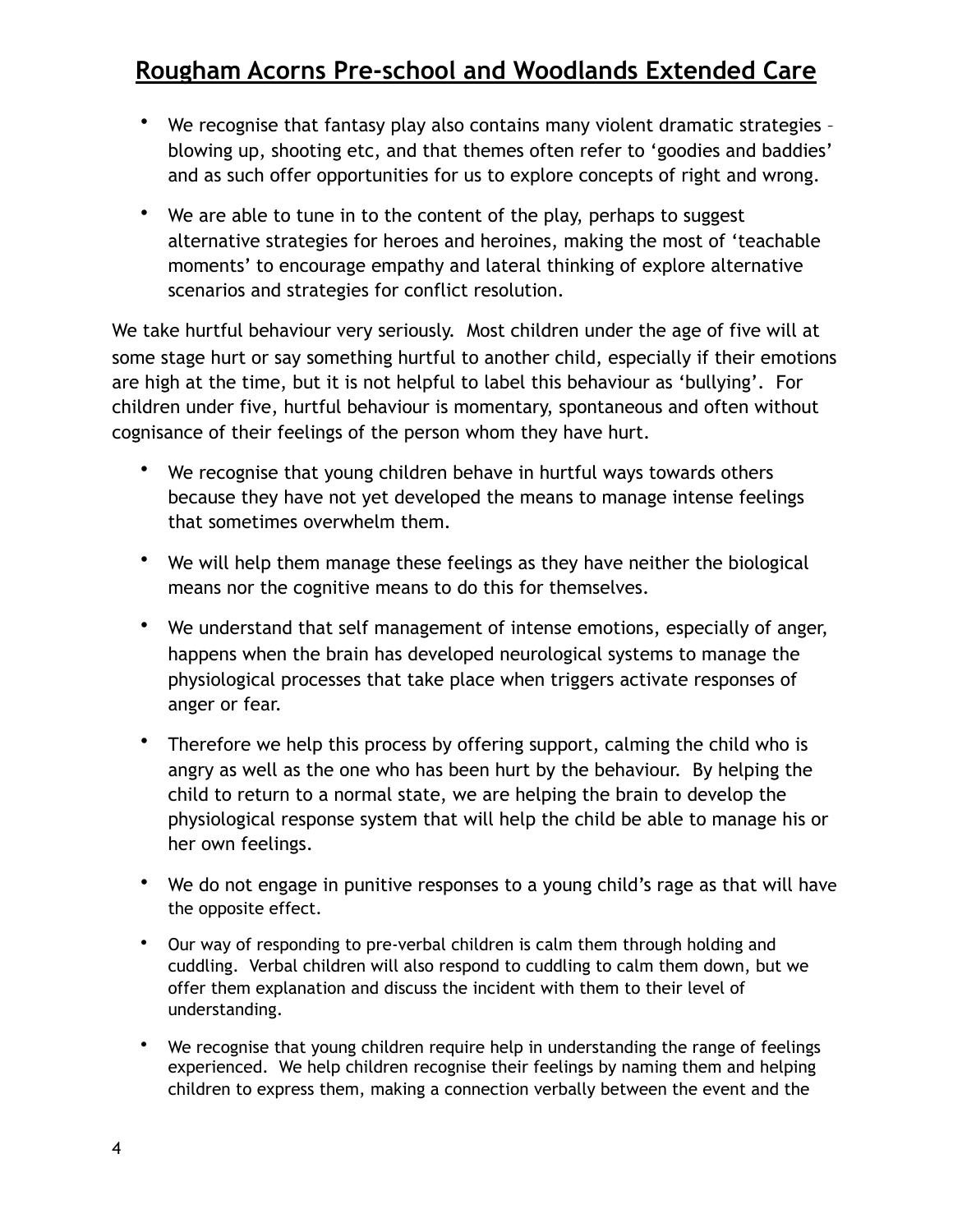- We recognise that fantasy play also contains many violent dramatic strategies – blowing up, shooting etc, and that themes often refer to 'goodies and baddies' and as such offer opportunities for us to explore concepts of right and wrong.
- We are able to tune in to the content of the play, perhaps to suggest alternative strategies for heroes and heroines, making the most of 'teachable moments' to encourage empathy and lateral thinking of explore alternative scenarios and strategies for conflict resolution.

We take hurtful behaviour very seriously. Most children under the age of five will at some stage hurt or say something hurtful to another child, especially if their emotions are high at the time, but it is not helpful to label this behaviour as 'bullying'. For children under five, hurtful behaviour is momentary, spontaneous and often without cognisance of their feelings of the person whom they have hurt.

- We recognise that young children behave in hurtful ways towards others because they have not yet developed the means to manage intense feelings that sometimes overwhelm them.
- We will help them manage these feelings as they have neither the biological means nor the cognitive means to do this for themselves.
- We understand that self management of intense emotions, especially of anger, happens when the brain has developed neurological systems to manage the physiological processes that take place when triggers activate responses of anger or fear.
- Therefore we help this process by offering support, calming the child who is angry as well as the one who has been hurt by the behaviour. By helping the child to return to a normal state, we are helping the brain to develop the physiological response system that will help the child be able to manage his or her own feelings.
- We do not engage in punitive responses to a young child's rage as that will have the opposite effect.
- Our way of responding to pre-verbal children is calm them through holding and cuddling. Verbal children will also respond to cuddling to calm them down, but we offer them explanation and discuss the incident with them to their level of understanding.
- We recognise that young children require help in understanding the range of feelings experienced. We help children recognise their feelings by naming them and helping children to express them, making a connection verbally between the event and the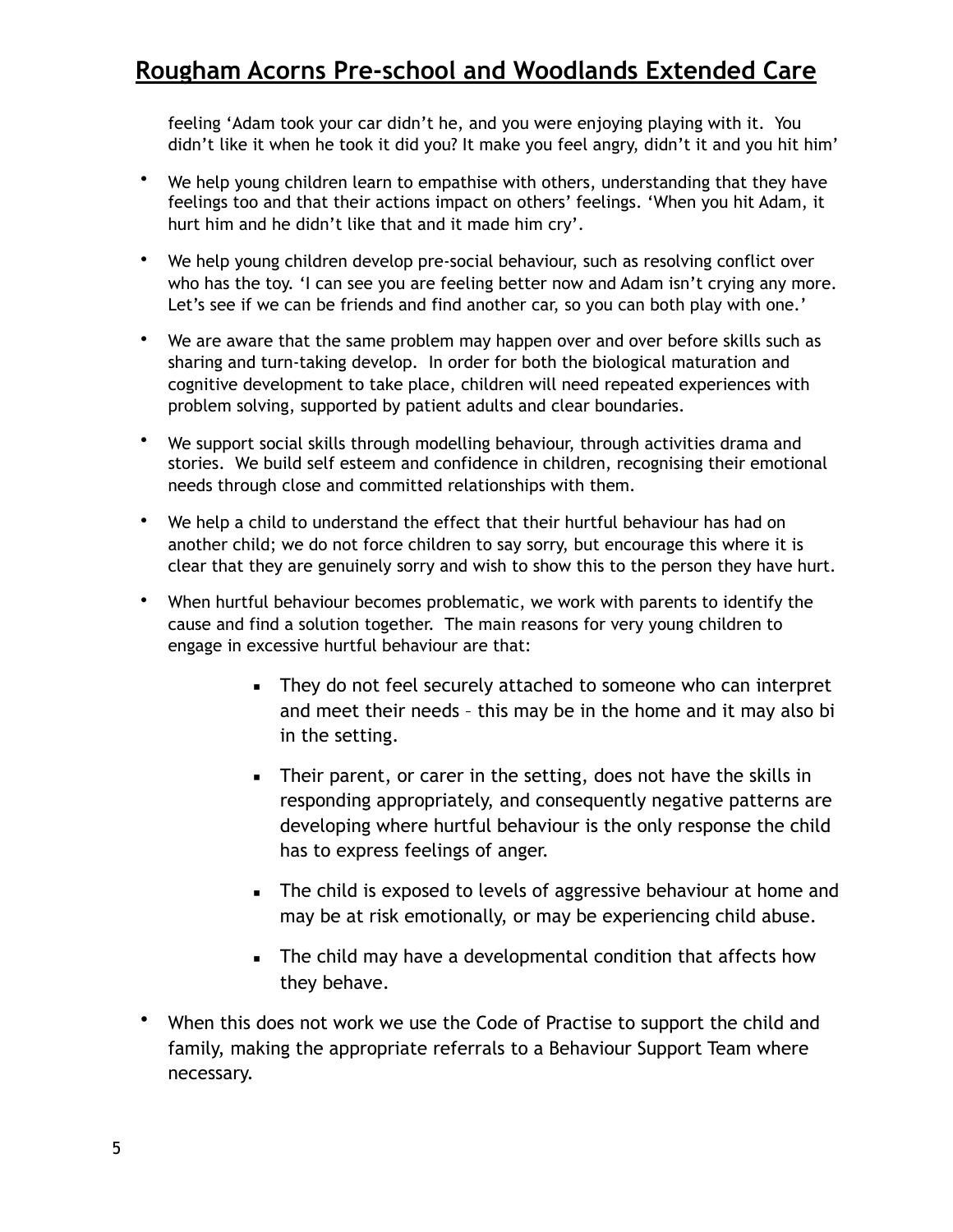feeling 'Adam took your car didn't he, and you were enjoying playing with it. You didn't like it when he took it did you? It make you feel angry, didn't it and you hit him'

- We help young children learn to empathise with others, understanding that they have feelings too and that their actions impact on others' feelings. 'When you hit Adam, it hurt him and he didn't like that and it made him cry'.
- We help young children develop pre-social behaviour, such as resolving conflict over who has the toy. 'I can see you are feeling better now and Adam isn't crying any more. Let's see if we can be friends and find another car, so you can both play with one.'
- We are aware that the same problem may happen over and over before skills such as sharing and turn-taking develop. In order for both the biological maturation and cognitive development to take place, children will need repeated experiences with problem solving, supported by patient adults and clear boundaries.
- We support social skills through modelling behaviour, through activities drama and stories. We build self esteem and confidence in children, recognising their emotional needs through close and committed relationships with them.
- We help a child to understand the effect that their hurtful behaviour has had on another child; we do not force children to say sorry, but encourage this where it is clear that they are genuinely sorry and wish to show this to the person they have hurt.
- When hurtful behaviour becomes problematic, we work with parents to identify the cause and find a solution together. The main reasons for very young children to engage in excessive hurtful behaviour are that:
    - They do not feel securely attached to someone who can interpret and meet their needs – this may be in the home and it may also bi in the setting.
    - Their parent, or carer in the setting, does not have the skills in responding appropriately, and consequently negative patterns are developing where hurtful behaviour is the only response the child has to express feelings of anger.
    - The child is exposed to levels of aggressive behaviour at home and may be at risk emotionally, or may be experiencing child abuse.
    - The child may have a developmental condition that affects how they behave.
- When this does not work we use the Code of Practise to support the child and family, making the appropriate referrals to a Behaviour Support Team where necessary.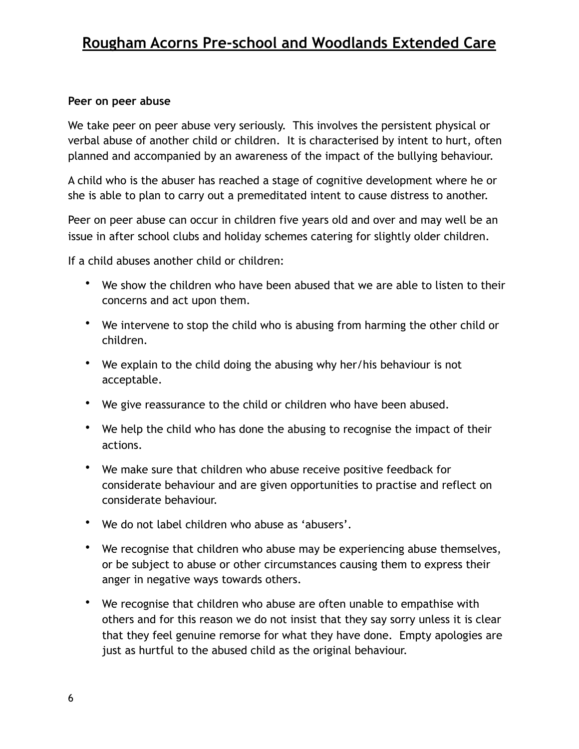**Peer on peer abuse**

We take peer on peer abuse very seriously. This involves the persistent physical or verbal abuse of another child or children. It is characterised by intent to hurt, often planned and accompanied by an awareness of the impact of the bullying behaviour.

A child who is the abuser has reached a stage of cognitive development where he or she is able to plan to carry out a premeditated intent to cause distress to another.

Peer on peer abuse can occur in children five years old and over and may well be an issue in after school clubs and holiday schemes catering for slightly older children.

If a child abuses another child or children:

- We show the children who have been abused that we are able to listen to their concerns and act upon them.
- We intervene to stop the child who is abusing from harming the other child or children.
- We explain to the child doing the abusing why her/his behaviour is not acceptable.
- We give reassurance to the child or children who have been abused.
- We help the child who has done the abusing to recognise the impact of their actions.
- We make sure that children who abuse receive positive feedback for considerate behaviour and are given opportunities to practise and reflect on considerate behaviour.
- We do not label children who abuse as 'abusers'.
- We recognise that children who abuse may be experiencing abuse themselves, or be subject to abuse or other circumstances causing them to express their anger in negative ways towards others.
- We recognise that children who abuse are often unable to empathise with others and for this reason we do not insist that they say sorry unless it is clear that they feel genuine remorse for what they have done. Empty apologies are just as hurtful to the abused child as the original behaviour.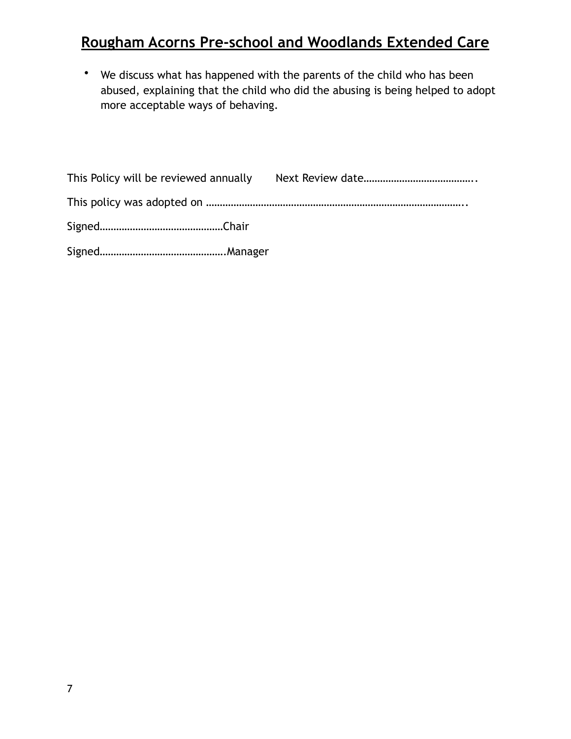- We discuss what has happened with the parents of the child who has been abused, explaining that the child who did the abusing is being helped to adopt more acceptable ways of behaving.

This Policy will be reviewed annually      Next Review date…………………………………..

This policy was adopted on …………………………………………………………………………………..

Signed………………………………………Chair

Signed……………………………………….Manager